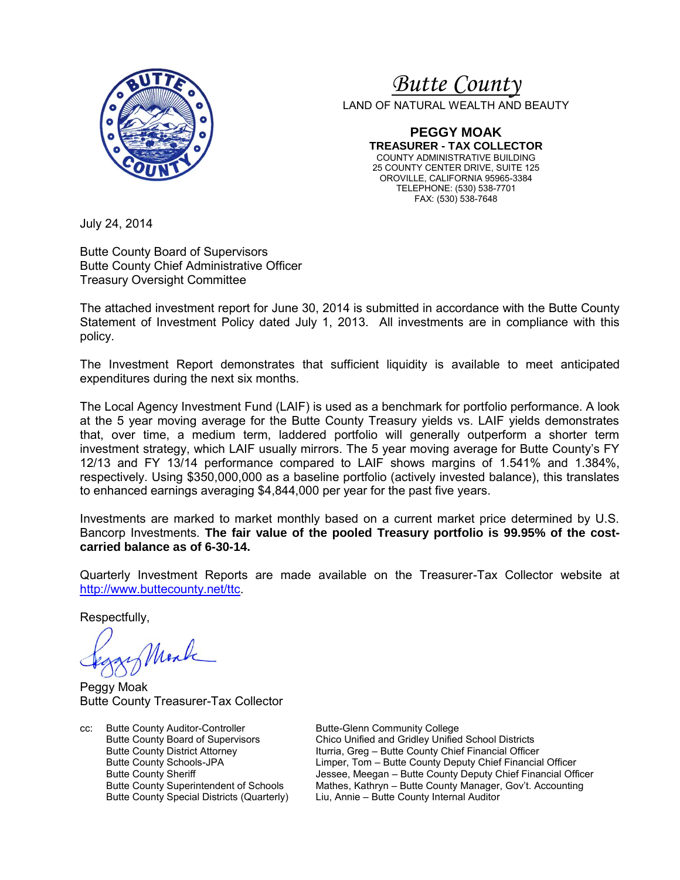# Butte County

LAND OF NATURAL WEALTH AND BEAUTY

**PEGGY MOAK**
**TREASURER - TAX COLLECTOR**
COUNTY ADMINISTRATIVE BUILDING
25 COUNTY CENTER DRIVE, SUITE 125
OROVILLE, CALIFORNIA 95965-3384
TELEPHONE: (530) 538-7701
FAX: (530) 538-7648

July 24, 2014

Butte County Board of Supervisors
Butte County Chief Administrative Officer
Treasury Oversight Committee

The attached investment report for June 30, 2014 is submitted in accordance with the Butte County Statement of Investment Policy dated July 1, 2013. All investments are in compliance with this policy.

The Investment Report demonstrates that sufficient liquidity is available to meet anticipated expenditures during the next six months.

The Local Agency Investment Fund (LAIF) is used as a benchmark for portfolio performance. A look at the 5 year moving average for the Butte County Treasury yields vs. LAIF yields demonstrates that, over time, a medium term, laddered portfolio will generally outperform a shorter term investment strategy, which LAIF usually mirrors. The 5 year moving average for Butte County's FY 12/13 and FY 13/14 performance compared to LAIF shows margins of 1.541% and 1.384%, respectively. Using $350,000,000 as a baseline portfolio (actively invested balance), this translates to enhanced earnings averaging $4,844,000 per year for the past five years.

Investments are marked to market monthly based on a current market price determined by U.S. Bancorp Investments. **The fair value of the pooled Treasury portfolio is 99.95% of the cost-carried balance as of 6-30-14.**

Quarterly Investment Reports are made available on the Treasurer-Tax Collector website at http://www.buttecounty.net/ttc.

Respectfully,

Peggy Moak
Butte County Treasurer-Tax Collector

cc:
- Butte County Auditor-Controller
- Butte County Board of Supervisors
- Butte County District Attorney
- Butte County Schools-JPA
- Butte County Sheriff
- Butte County Superintendent of Schools
- Butte County Special Districts (Quarterly)
- Butte-Glenn Community College
- Chico Unified and Gridley Unified School Districts
- Iturria, Greg – Butte County Chief Financial Officer
- Limper, Tom – Butte County Deputy Chief Financial Officer
- Jessee, Meegan – Butte County Deputy Chief Financial Officer
- Mathes, Kathryn – Butte County Manager, Gov't. Accounting
- Liu, Annie – Butte County Internal Auditor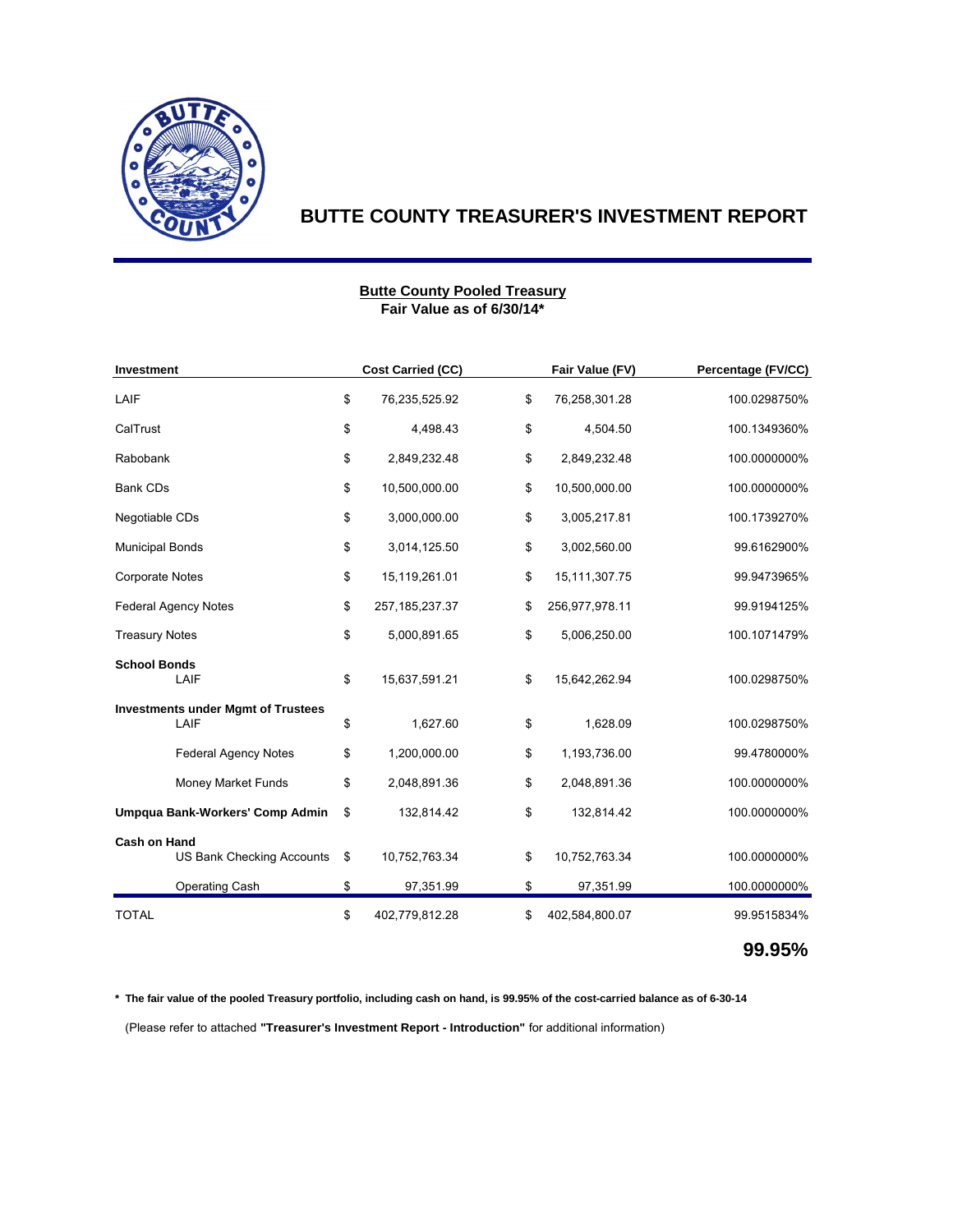# BUTTE COUNTY TREASURER'S INVESTMENT REPORT

**Butte County Pooled Treasury**
**Fair Value as of 6/30/14***

| Investment | Cost Carried (CC) | Fair Value (FV) | Percentage (FV/CC) |
|---|---|---|---|
| LAIF | $ 76,235,525.92 | $ 76,258,301.28 | 100.0298750% |
| CalTrust | $ 4,498.43 | $ 4,504.50 | 100.1349360% |
| Rabobank | $ 2,849,232.48 | $ 2,849,232.48 | 100.0000000% |
| Bank CDs | $ 10,500,000.00 | $ 10,500,000.00 | 100.0000000% |
| Negotiable CDs | $ 3,000,000.00 | $ 3,005,217.81 | 100.1739270% |
| Municipal Bonds | $ 3,014,125.50 | $ 3,002,560.00 | 99.6162900% |
| Corporate Notes | $ 15,119,261.01 | $ 15,111,307.75 | 99.9473965% |
| Federal Agency Notes | $ 257,185,237.37 | $ 256,977,978.11 | 99.9194125% |
| Treasury Notes | $ 5,000,891.65 | $ 5,006,250.00 | 100.1071479% |
| **School Bonds** | | | |
| LAIF | $ 15,637,591.21 | $ 15,642,262.94 | 100.0298750% |
| **Investments under Mgmt of Trustees** | | | |
| LAIF | $ 1,627.60 | $ 1,628.09 | 100.0298750% |
| Federal Agency Notes | $ 1,200,000.00 | $ 1,193,736.00 | 99.4780000% |
| Money Market Funds | $ 2,048,891.36 | $ 2,048,891.36 | 100.0000000% |
| **Umpqua Bank-Workers' Comp Admin** | $ 132,814.42 | $ 132,814.42 | 100.0000000% |
| **Cash on Hand** | | | |
| US Bank Checking Accounts | $ 10,752,763.34 | $ 10,752,763.34 | 100.0000000% |
| Operating Cash | $ 97,351.99 | $ 97,351.99 | 100.0000000% |
| TOTAL | $ 402,779,812.28 | $ 402,584,800.07 | 99.9515834% |
| | | | **99.95%** |

**\* The fair value of the pooled Treasury portfolio, including cash on hand, is 99.95% of the cost-carried balance as of 6-30-14**

(Please refer to attached **"Treasurer's Investment Report - Introduction"** for additional information)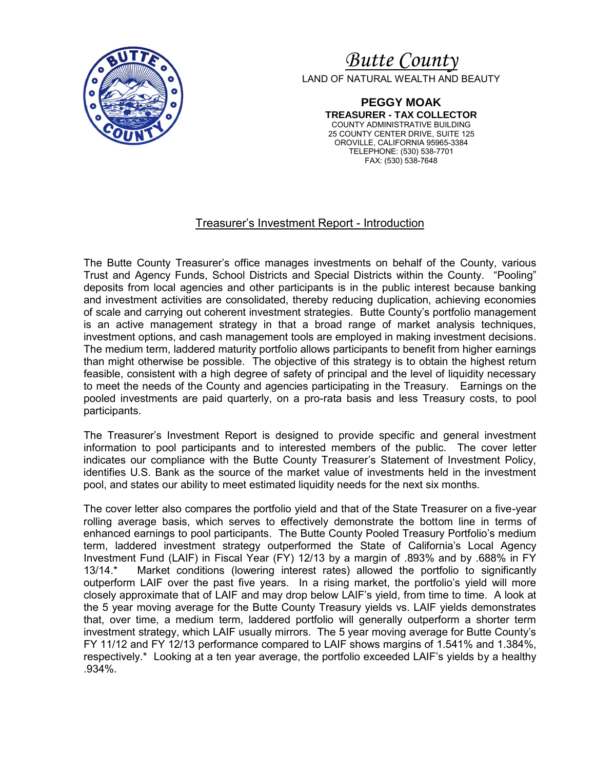# *Butte County*

LAND OF NATURAL WEALTH AND BEAUTY

**PEGGY MOAK**
**TREASURER - TAX COLLECTOR**
COUNTY ADMINISTRATIVE BUILDING
25 COUNTY CENTER DRIVE, SUITE 125
OROVILLE, CALIFORNIA 95965-3384
TELEPHONE: (530) 538-7701
FAX: (530) 538-7648

## Treasurer's Investment Report - Introduction

The Butte County Treasurer's office manages investments on behalf of the County, various Trust and Agency Funds, School Districts and Special Districts within the County. "Pooling" deposits from local agencies and other participants is in the public interest because banking and investment activities are consolidated, thereby reducing duplication, achieving economies of scale and carrying out coherent investment strategies. Butte County's portfolio management is an active management strategy in that a broad range of market analysis techniques, investment options, and cash management tools are employed in making investment decisions. The medium term, laddered maturity portfolio allows participants to benefit from higher earnings than might otherwise be possible. The objective of this strategy is to obtain the highest return feasible, consistent with a high degree of safety of principal and the level of liquidity necessary to meet the needs of the County and agencies participating in the Treasury. Earnings on the pooled investments are paid quarterly, on a pro-rata basis and less Treasury costs, to pool participants.

The Treasurer's Investment Report is designed to provide specific and general investment information to pool participants and to interested members of the public. The cover letter indicates our compliance with the Butte County Treasurer's Statement of Investment Policy, identifies U.S. Bank as the source of the market value of investments held in the investment pool, and states our ability to meet estimated liquidity needs for the next six months.

The cover letter also compares the portfolio yield and that of the State Treasurer on a five-year rolling average basis, which serves to effectively demonstrate the bottom line in terms of enhanced earnings to pool participants. The Butte County Pooled Treasury Portfolio's medium term, laddered investment strategy outperformed the State of California's Local Agency Investment Fund (LAIF) in Fiscal Year (FY) 12/13 by a margin of .893% and by .688% in FY 13/14.* Market conditions (lowering interest rates) allowed the portfolio to significantly outperform LAIF over the past five years. In a rising market, the portfolio's yield will more closely approximate that of LAIF and may drop below LAIF's yield, from time to time. A look at the 5 year moving average for the Butte County Treasury yields vs. LAIF yields demonstrates that, over time, a medium term, laddered portfolio will generally outperform a shorter term investment strategy, which LAIF usually mirrors. The 5 year moving average for Butte County's FY 11/12 and FY 12/13 performance compared to LAIF shows margins of 1.541% and 1.384%, respectively.* Looking at a ten year average, the portfolio exceeded LAIF's yields by a healthy .934%.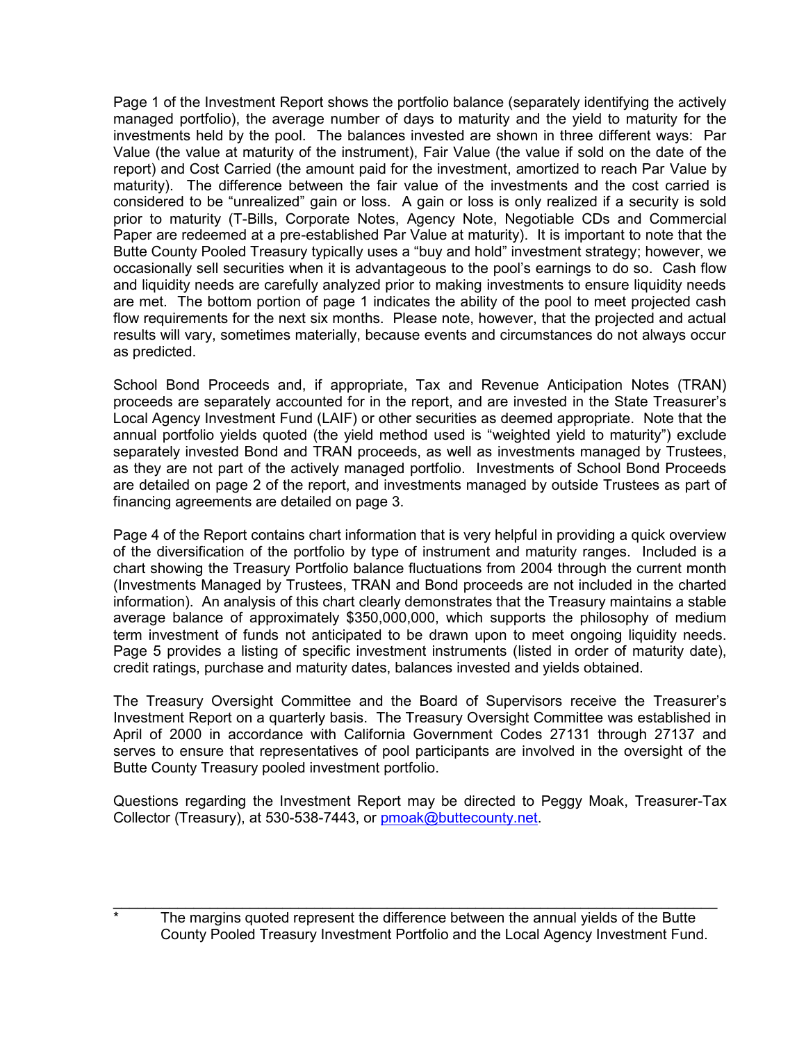Page 1 of the Investment Report shows the portfolio balance (separately identifying the actively managed portfolio), the average number of days to maturity and the yield to maturity for the investments held by the pool. The balances invested are shown in three different ways: Par Value (the value at maturity of the instrument), Fair Value (the value if sold on the date of the report) and Cost Carried (the amount paid for the investment, amortized to reach Par Value by maturity). The difference between the fair value of the investments and the cost carried is considered to be "unrealized" gain or loss. A gain or loss is only realized if a security is sold prior to maturity (T-Bills, Corporate Notes, Agency Note, Negotiable CDs and Commercial Paper are redeemed at a pre-established Par Value at maturity). It is important to note that the Butte County Pooled Treasury typically uses a "buy and hold" investment strategy; however, we occasionally sell securities when it is advantageous to the pool's earnings to do so. Cash flow and liquidity needs are carefully analyzed prior to making investments to ensure liquidity needs are met. The bottom portion of page 1 indicates the ability of the pool to meet projected cash flow requirements for the next six months. Please note, however, that the projected and actual results will vary, sometimes materially, because events and circumstances do not always occur as predicted.

School Bond Proceeds and, if appropriate, Tax and Revenue Anticipation Notes (TRAN) proceeds are separately accounted for in the report, and are invested in the State Treasurer's Local Agency Investment Fund (LAIF) or other securities as deemed appropriate. Note that the annual portfolio yields quoted (the yield method used is "weighted yield to maturity") exclude separately invested Bond and TRAN proceeds, as well as investments managed by Trustees, as they are not part of the actively managed portfolio. Investments of School Bond Proceeds are detailed on page 2 of the report, and investments managed by outside Trustees as part of financing agreements are detailed on page 3.

Page 4 of the Report contains chart information that is very helpful in providing a quick overview of the diversification of the portfolio by type of instrument and maturity ranges. Included is a chart showing the Treasury Portfolio balance fluctuations from 2004 through the current month (Investments Managed by Trustees, TRAN and Bond proceeds are not included in the charted information). An analysis of this chart clearly demonstrates that the Treasury maintains a stable average balance of approximately $350,000,000, which supports the philosophy of medium term investment of funds not anticipated to be drawn upon to meet ongoing liquidity needs. Page 5 provides a listing of specific investment instruments (listed in order of maturity date), credit ratings, purchase and maturity dates, balances invested and yields obtained.

The Treasury Oversight Committee and the Board of Supervisors receive the Treasurer's Investment Report on a quarterly basis. The Treasury Oversight Committee was established in April of 2000 in accordance with California Government Codes 27131 through 27137 and serves to ensure that representatives of pool participants are involved in the oversight of the Butte County Treasury pooled investment portfolio.

Questions regarding the Investment Report may be directed to Peggy Moak, Treasurer-Tax Collector (Treasury), at 530-538-7443, or [pmoak@buttecounty.net](mailto:pmoak@buttecounty.net).

---

\* The margins quoted represent the difference between the annual yields of the Butte County Pooled Treasury Investment Portfolio and the Local Agency Investment Fund.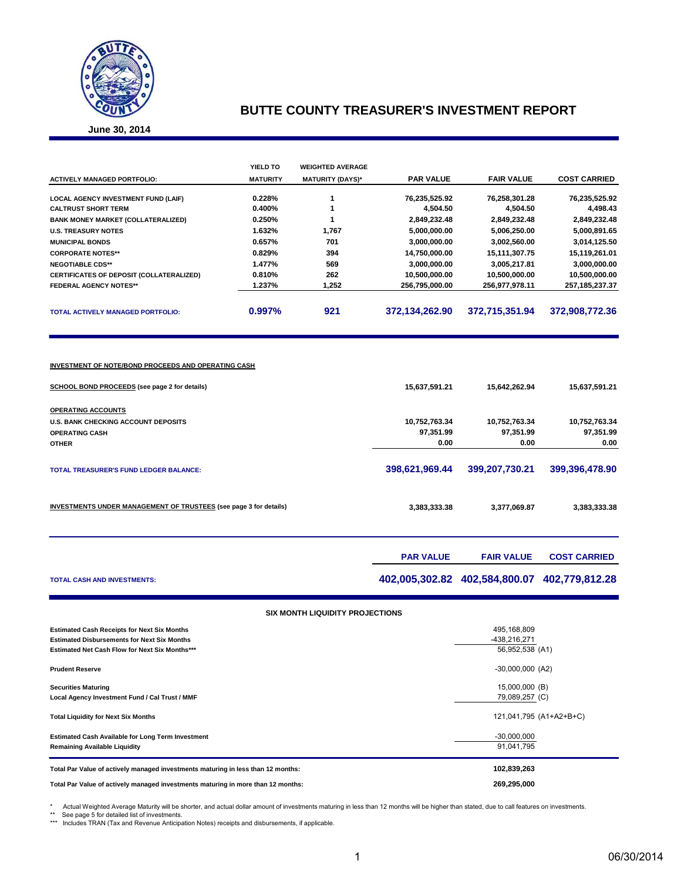# BUTTE COUNTY TREASURER'S INVESTMENT REPORT

**June 30, 2014**

| ACTIVELY MANAGED PORTFOLIO: | YIELD TO MATURITY | WEIGHTED AVERAGE MATURITY (DAYS)* | PAR VALUE | FAIR VALUE | COST CARRIED |
|---|---|---|---|---|---|
| LOCAL AGENCY INVESTMENT FUND (LAIF) | 0.228% | 1 | 76,235,525.92 | 76,258,301.28 | 76,235,525.92 |
| CALTRUST SHORT TERM | 0.400% | 1 | 4,504.50 | 4,504.50 | 4,498.43 |
| BANK MONEY MARKET (COLLATERALIZED) | 0.250% | 1 | 2,849,232.48 | 2,849,232.48 | 2,849,232.48 |
| U.S. TREASURY NOTES | 1.632% | 1,767 | 5,000,000.00 | 5,006,250.00 | 5,000,891.65 |
| MUNICIPAL BONDS | 0.657% | 701 | 3,000,000.00 | 3,002,560.00 | 3,014,125.50 |
| CORPORATE NOTES** | 0.829% | 394 | 14,750,000.00 | 15,111,307.75 | 15,119,261.01 |
| NEGOTIABLE CDS** | 1.477% | 569 | 3,000,000.00 | 3,005,217.81 | 3,000,000.00 |
| CERTIFICATES OF DEPOSIT (COLLATERALIZED) | 0.810% | 262 | 10,500,000.00 | 10,500,000.00 | 10,500,000.00 |
| FEDERAL AGENCY NOTES** | 1.237% | 1,252 | 256,795,000.00 | 256,977,978.11 | 257,185,237.37 |
| **TOTAL ACTIVELY MANAGED PORTFOLIO:** | **0.997%** | **921** | **372,134,262.90** | **372,715,351.94** | **372,908,772.36** |

**INVESTMENT OF NOTE/BOND PROCEEDS AND OPERATING CASH**

| | PAR VALUE | FAIR VALUE | COST CARRIED |
|---|---|---|---|
| SCHOOL BOND PROCEEDS (see page 2 for details) | 15,637,591.21 | 15,642,262.94 | 15,637,591.21 |
| **OPERATING ACCOUNTS** | | | |
| U.S. BANK CHECKING ACCOUNT DEPOSITS | 10,752,763.34 | 10,752,763.34 | 10,752,763.34 |
| OPERATING CASH | 97,351.99 | 97,351.99 | 97,351.99 |
| OTHER | 0.00 | 0.00 | 0.00 |
| **TOTAL TREASURER'S FUND LEDGER BALANCE:** | **398,621,969.44** | **399,207,730.21** | **399,396,478.90** |
| INVESTMENTS UNDER MANAGEMENT OF TRUSTEES (see page 3 for details) | 3,383,333.38 | 3,377,069.87 | 3,383,333.38 |

| | PAR VALUE | FAIR VALUE | COST CARRIED |
|---|---|---|---|
| **TOTAL CASH AND INVESTMENTS:** | **402,005,302.82** | **402,584,800.07** | **402,779,812.28** |

**SIX MONTH LIQUIDITY PROJECTIONS**

| | |
|---|---|
| Estimated Cash Receipts for Next Six Months | 495,168,809 |
| Estimated Disbursements for Next Six Months | -438,216,271 |
| Estimated Net Cash Flow for Next Six Months*** | 56,952,538 (A1) |
| Prudent Reserve | -30,000,000 (A2) |
| Securities Maturing | 15,000,000 (B) |
| Local Agency Investment Fund / Cal Trust / MMF | 79,089,257 (C) |
| Total Liquidity for Next Six Months | 121,041,795 (A1+A2+B+C) |
| Estimated Cash Available for Long Term Investment | -30,000,000 |
| Remaining Available Liquidity | 91,041,795 |

| | |
|---|---|
| Total Par Value of actively managed investments maturing in less than 12 months: | 102,839,263 |
| Total Par Value of actively managed investments maturing in more than 12 months: | 269,295,000 |

\* Actual Weighted Average Maturity will be shorter, and actual dollar amount of investments maturing in less than 12 months will be higher than stated, due to call features on investments.
** See page 5 for detailed list of investments.
*** Includes TRAN (Tax and Revenue Anticipation Notes) receipts and disbursements, if applicable.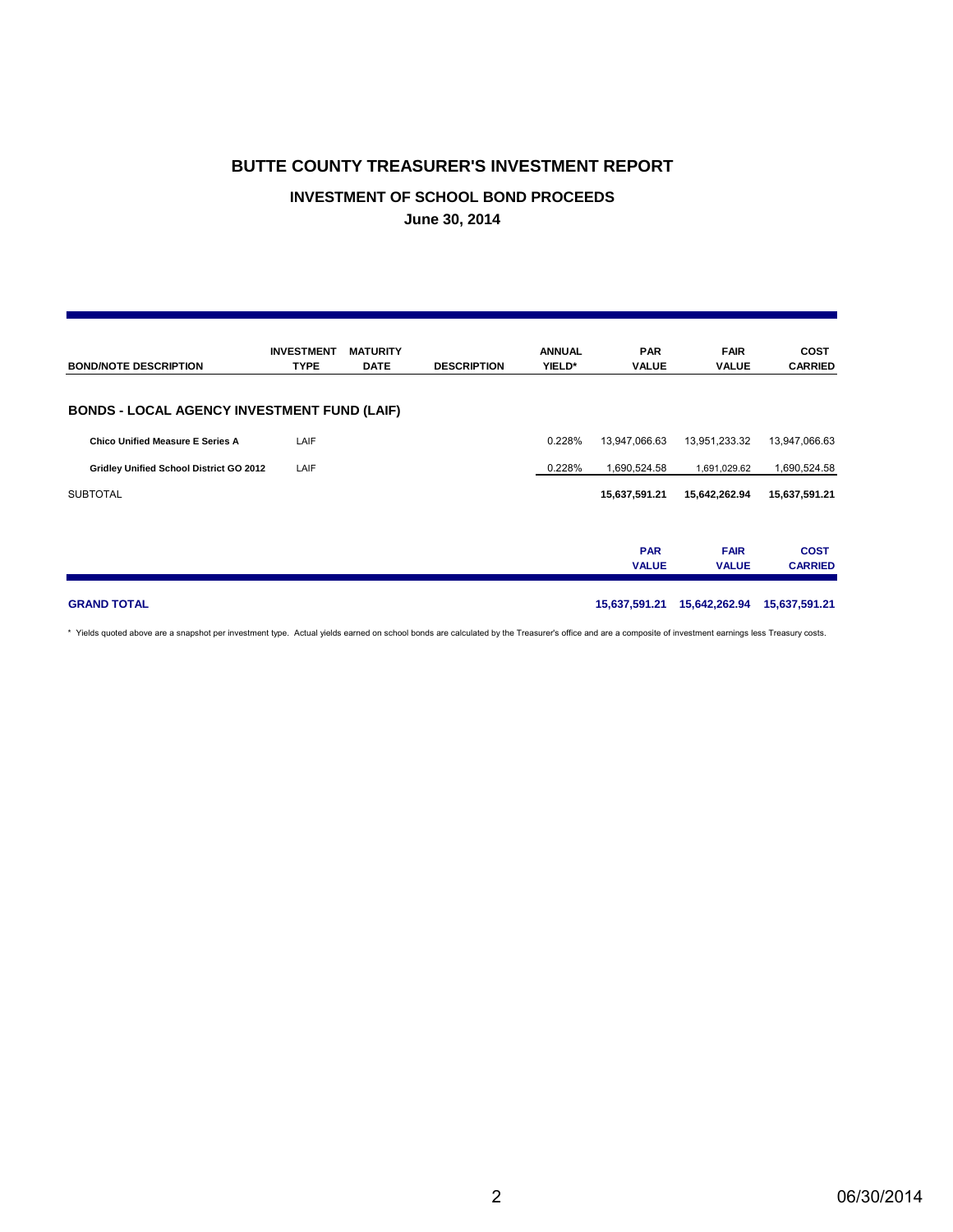# BUTTE COUNTY TREASURER'S INVESTMENT REPORT

## INVESTMENT OF SCHOOL BOND PROCEEDS

**June 30, 2014**

| BOND/NOTE DESCRIPTION | INVESTMENT TYPE | MATURITY DATE | DESCRIPTION | ANNUAL YIELD* | PAR VALUE | FAIR VALUE | COST CARRIED |
|---|---|---|---|---|---|---|---|
| **BONDS - LOCAL AGENCY INVESTMENT FUND (LAIF)** | | | | | | | |
| **Chico Unified Measure E Series A** | LAIF | | | 0.228% | 13,947,066.63 | 13,951,233.32 | 13,947,066.63 |
| **Gridley Unified School District GO 2012** | LAIF | | | 0.228% | 1,690,524.58 | 1,691,029.62 | 1,690,524.58 |
| SUBTOTAL | | | | | **15,637,591.21** | **15,642,262.94** | **15,637,591.21** |

| | PAR VALUE | FAIR VALUE | COST CARRIED |
|---|---|---|---|
| **GRAND TOTAL** | **15,637,591.21** | **15,642,262.94** | **15,637,591.21** |

* Yields quoted above are a snapshot per investment type. Actual yields earned on school bonds are calculated by the Treasurer's office and are a composite of investment earnings less Treasury costs.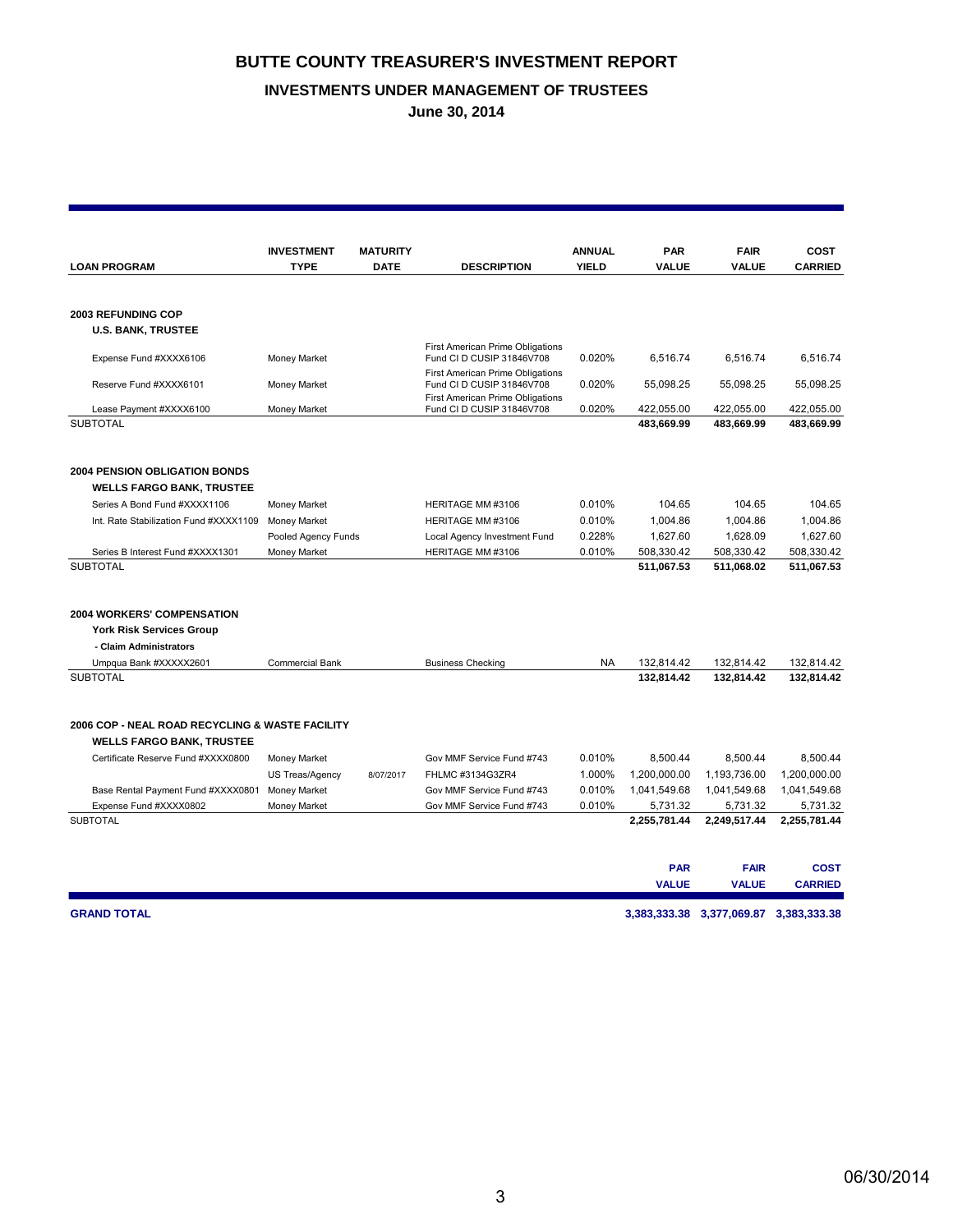# BUTTE COUNTY TREASURER'S INVESTMENT REPORT

## INVESTMENTS UNDER MANAGEMENT OF TRUSTEES

### June 30, 2014

| LOAN PROGRAM | INVESTMENT TYPE | MATURITY DATE | DESCRIPTION | ANNUAL YIELD | PAR VALUE | FAIR VALUE | COST CARRIED |
|---|---|---|---|---|---|---|---|
| **2003 REFUNDING COP** | | | | | | | |
| **U.S. BANK, TRUSTEE** | | | | | | | |
| Expense Fund #XXXX6106 | Money Market | | First American Prime Obligations Fund Cl D CUSIP 31846V708 | 0.020% | 6,516.74 | 6,516.74 | 6,516.74 |
| Reserve Fund #XXXX6101 | Money Market | | First American Prime Obligations Fund Cl D CUSIP 31846V708 | 0.020% | 55,098.25 | 55,098.25 | 55,098.25 |
| Lease Payment #XXXX6100 | Money Market | | First American Prime Obligations Fund Cl D CUSIP 31846V708 | 0.020% | 422,055.00 | 422,055.00 | 422,055.00 |
| SUBTOTAL | | | | | **483,669.99** | **483,669.99** | **483,669.99** |
| **2004 PENSION OBLIGATION BONDS** | | | | | | | |
| **WELLS FARGO BANK, TRUSTEE** | | | | | | | |
| Series A Bond Fund #XXXX1106 | Money Market | | HERITAGE MM #3106 | 0.010% | 104.65 | 104.65 | 104.65 |
| Int. Rate Stabilization Fund #XXXX1109 | Money Market | | HERITAGE MM #3106 | 0.010% | 1,004.86 | 1,004.86 | 1,004.86 |
| | Pooled Agency Funds | | Local Agency Investment Fund | 0.228% | 1,627.60 | 1,628.09 | 1,627.60 |
| Series B Interest Fund #XXXX1301 | Money Market | | HERITAGE MM #3106 | 0.010% | 508,330.42 | 508,330.42 | 508,330.42 |
| SUBTOTAL | | | | | **511,067.53** | **511,068.02** | **511,067.53** |
| **2004 WORKERS' COMPENSATION** | | | | | | | |
| **York Risk Services Group** | | | | | | | |
| **- Claim Administrators** | | | | | | | |
| Umpqua Bank #XXXXX2601 | Commercial Bank | | Business Checking | NA | 132,814.42 | 132,814.42 | 132,814.42 |
| SUBTOTAL | | | | | **132,814.42** | **132,814.42** | **132,814.42** |
| **2006 COP - NEAL ROAD RECYCLING & WASTE FACILITY** | | | | | | | |
| **WELLS FARGO BANK, TRUSTEE** | | | | | | | |
| Certificate Reserve Fund #XXXX0800 | Money Market | | Gov MMF Service Fund #743 | 0.010% | 8,500.44 | 8,500.44 | 8,500.44 |
| | US Treas/Agency | 8/07/2017 | FHLMC #3134G3ZR4 | 1.000% | 1,200,000.00 | 1,193,736.00 | 1,200,000.00 |
| Base Rental Payment Fund #XXXX0801 | Money Market | | Gov MMF Service Fund #743 | 0.010% | 1,041,549.68 | 1,041,549.68 | 1,041,549.68 |
| Expense Fund #XXXX0802 | Money Market | | Gov MMF Service Fund #743 | 0.010% | 5,731.32 | 5,731.32 | 5,731.32 |
| SUBTOTAL | | | | | **2,255,781.44** | **2,249,517.44** | **2,255,781.44** |

| | PAR VALUE | FAIR VALUE | COST CARRIED |
|---|---|---|---|
| **GRAND TOTAL** | **3,383,333.38** | **3,377,069.87** | **3,383,333.38** |

06/30/2014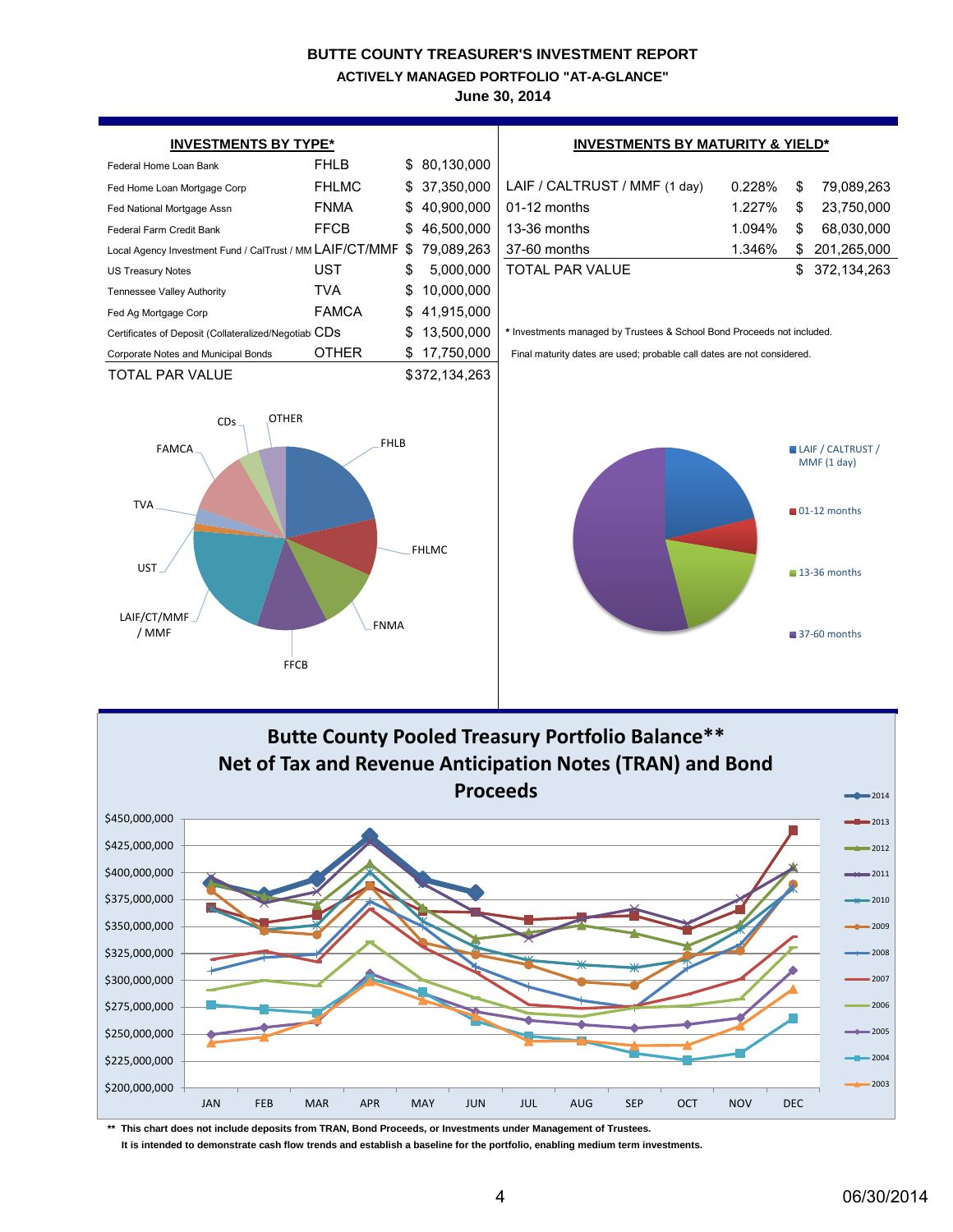# BUTTE COUNTY TREASURER'S INVESTMENT REPORT

## ACTIVELY MANAGED PORTFOLIO "AT-A-GLANCE"

### June 30, 2014

**INVESTMENTS BY TYPE***

| | | |
|---|---|---|
| Federal Home Loan Bank | FHLB | $ 80,130,000 |
| Fed Home Loan Mortgage Corp | FHLMC | $ 37,350,000 |
| Fed National Mortgage Assn | FNMA | $ 40,900,000 |
| Federal Farm Credit Bank | FFCB | $ 46,500,000 |
| Local Agency Investment Fund / CalTrust / MM | LAIF/CT/MMF | $ 79,089,263 |
| US Treasury Notes | UST | $ 5,000,000 |
| Tennessee Valley Authority | TVA | $ 10,000,000 |
| Fed Ag Mortgage Corp | FAMCA | $ 41,915,000 |
| Certificates of Deposit (Collateralized/Negotiab | CDs | $ 13,500,000 |
| Corporate Notes and Municipal Bonds | OTHER | $ 17,750,000 |
| TOTAL PAR VALUE | | $372,134,263 |

**INVESTMENTS BY MATURITY & YIELD***

| | | |
|---|---|---|
| LAIF / CALTRUST / MMF (1 day) | 0.228% | $ 79,089,263 |
| 01-12 months | 1.227% | $ 23,750,000 |
| 13-36 months | 1.094% | $ 68,030,000 |
| 37-60 months | 1.346% | $ 201,265,000 |
| TOTAL PAR VALUE | | $ 372,134,263 |

* Investments managed by Trustees & School Bond Proceeds not included.

Final maturity dates are used; probable call dates are not considered.

**Butte County Pooled Treasury Portfolio Balance\*\***
**Net of Tax and Revenue Anticipation Notes (TRAN) and Bond Proceeds**

** This chart does not include deposits from TRAN, Bond Proceeds, or Investments under Management of Trustees.
It is intended to demonstrate cash flow trends and establish a baseline for the portfolio, enabling medium term investments.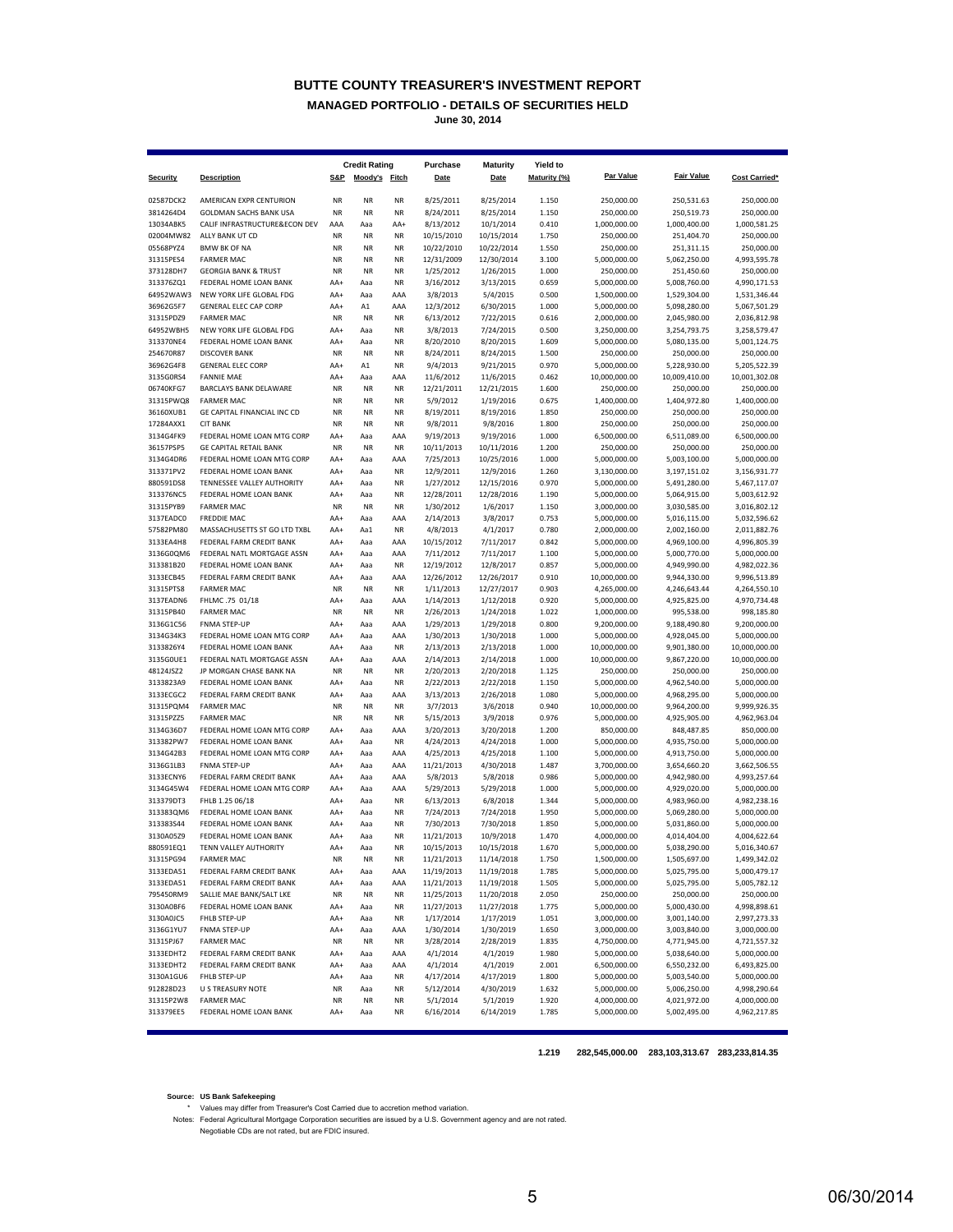# BUTTE COUNTY TREASURER'S INVESTMENT REPORT

## MANAGED PORTFOLIO - DETAILS OF SECURITIES HELD

**June 30, 2014**

| Security | Description | Credit Rating S&P | Moody's | Fitch | Purchase Date | Maturity Date | Yield to Maturity (%) | Par Value | Fair Value | Cost Carried* |
|---|---|---|---|---|---|---|---|---|---|---|
| 02587DCK2 | AMERICAN EXPR CENTURION | NR | NR | NR | 8/25/2011 | 8/25/2014 | 1.150 | 250,000.00 | 250,531.63 | 250,000.00 |
| 3814264D4 | GOLDMAN SACHS BANK USA | NR | NR | NR | 8/24/2011 | 8/25/2014 | 1.150 | 250,000.00 | 250,519.73 | 250,000.00 |
| 13034ABK5 | CALIF INFRASTRUCTURE&ECON DEV | AAA | Aaa | AA+ | 8/13/2012 | 10/1/2014 | 0.410 | 1,000,000.00 | 1,000,400.00 | 1,000,581.25 |
| 02004MW82 | ALLY BANK UT CD | NR | NR | NR | 10/15/2010 | 10/15/2014 | 1.750 | 250,000.00 | 251,404.70 | 250,000.00 |
| 05568PYZ4 | BMW BK OF NA | NR | NR | NR | 10/22/2010 | 10/22/2014 | 1.550 | 250,000.00 | 251,311.15 | 250,000.00 |
| 31315PES4 | FARMER MAC | NR | NR | NR | 12/31/2009 | 12/30/2014 | 3.100 | 5,000,000.00 | 5,062,250.00 | 4,993,595.78 |
| 373128DH7 | GEORGIA BANK & TRUST | NR | NR | NR | 1/25/2012 | 1/26/2015 | 1.000 | 250,000.00 | 251,450.60 | 250,000.00 |
| 313376ZQ1 | FEDERAL HOME LOAN BANK | AA+ | Aaa | NR | 3/16/2012 | 3/13/2015 | 0.659 | 5,000,000.00 | 5,008,760.00 | 4,990,171.53 |
| 64952WAW3 | NEW YORK LIFE GLOBAL FDG | AA+ | Aaa | AAA | 3/8/2013 | 5/4/2015 | 0.500 | 1,500,000.00 | 1,529,304.00 | 1,531,346.44 |
| 36962G5F7 | GENERAL ELEC CAP CORP | AA+ | A1 | AAA | 12/3/2012 | 6/30/2015 | 1.000 | 5,000,000.00 | 5,098,280.00 | 5,067,501.29 |
| 31315PDZ9 | FARMER MAC | NR | NR | NR | 6/13/2012 | 7/22/2015 | 0.616 | 2,000,000.00 | 2,045,980.00 | 2,036,812.98 |
| 64952WBH5 | NEW YORK LIFE GLOBAL FDG | AA+ | Aaa | NR | 3/8/2013 | 7/24/2015 | 0.500 | 3,250,000.00 | 3,254,793.75 | 3,258,579.47 |
| 313370NE4 | FEDERAL HOME LOAN BANK | AA+ | Aaa | NR | 8/20/2010 | 8/20/2015 | 1.609 | 5,000,000.00 | 5,080,135.00 | 5,001,124.75 |
| 254670R87 | DISCOVER BANK | NR | NR | NR | 8/24/2011 | 8/24/2015 | 1.500 | 250,000.00 | 250,000.00 | 250,000.00 |
| 36962G4F8 | GENERAL ELEC CORP | AA+ | A1 | NR | 9/4/2013 | 9/21/2015 | 0.970 | 5,000,000.00 | 5,228,930.00 | 5,205,522.39 |
| 3135G0RS4 | FANNIE MAE | AA+ | Aaa | AAA | 11/6/2012 | 11/6/2015 | 0.462 | 10,000,000.00 | 10,009,410.00 | 10,001,302.08 |
| 06740KFG7 | BARCLAYS BANK DELAWARE | NR | NR | NR | 12/21/2011 | 12/21/2015 | 1.600 | 250,000.00 | 250,000.00 | 250,000.00 |
| 31315PWQ8 | FARMER MAC | NR | NR | NR | 5/9/2012 | 1/19/2016 | 0.675 | 1,400,000.00 | 1,404,972.80 | 1,400,000.00 |
| 36160XUB1 | GE CAPITAL FINANCIAL INC CD | NR | NR | NR | 8/19/2011 | 8/19/2016 | 1.850 | 250,000.00 | 250,000.00 | 250,000.00 |
| 17284AXX1 | CIT BANK | NR | NR | NR | 9/8/2011 | 9/8/2016 | 1.800 | 250,000.00 | 250,000.00 | 250,000.00 |
| 3134G4FK9 | FEDERAL HOME LOAN MTG CORP | AA+ | Aaa | AAA | 9/19/2013 | 9/19/2016 | 1.000 | 6,500,000.00 | 6,511,089.00 | 6,500,000.00 |
| 36157PSP5 | GE CAPITAL RETAIL BANK | NR | NR | NR | 10/11/2013 | 10/11/2016 | 1.200 | 250,000.00 | 250,000.00 | 250,000.00 |
| 3134G4DR6 | FEDERAL HOME LOAN MTG CORP | AA+ | Aaa | AAA | 7/25/2013 | 10/25/2016 | 1.000 | 5,000,000.00 | 5,003,100.00 | 5,000,000.00 |
| 313371PV2 | FEDERAL HOME LOAN BANK | AA+ | Aaa | NR | 12/9/2011 | 12/9/2016 | 1.260 | 3,130,000.00 | 3,197,151.02 | 3,156,931.77 |
| 880591DS8 | TENNESSEE VALLEY AUTHORITY | AA+ | Aaa | NR | 1/27/2012 | 12/15/2016 | 0.970 | 5,000,000.00 | 5,491,280.00 | 5,467,117.07 |
| 313376NC5 | FEDERAL HOME LOAN BANK | AA+ | Aaa | NR | 12/28/2011 | 12/28/2016 | 1.190 | 5,000,000.00 | 5,064,915.00 | 5,003,612.92 |
| 31315PYB9 | FARMER MAC | NR | NR | NR | 1/30/2012 | 1/6/2017 | 1.150 | 3,000,000.00 | 3,030,585.00 | 3,016,802.12 |
| 3137EADC0 | FREDDIE MAC | AA+ | Aaa | AAA | 2/14/2013 | 3/8/2017 | 0.753 | 5,000,000.00 | 5,016,115.00 | 5,032,596.62 |
| 57582PM80 | MASSACHUSETTS ST GO LTD TXBL | AA+ | Aa1 | NR | 4/8/2013 | 4/1/2017 | 0.780 | 2,000,000.00 | 2,002,160.00 | 2,011,882.76 |
| 3133EA4H8 | FEDERAL FARM CREDIT BANK | AA+ | Aaa | AAA | 10/15/2012 | 7/11/2017 | 0.842 | 5,000,000.00 | 4,969,100.00 | 4,996,805.39 |
| 3136G0QM6 | FEDERAL NATL MORTGAGE ASSN | AA+ | Aaa | AAA | 7/11/2012 | 7/11/2017 | 1.100 | 5,000,000.00 | 5,000,770.00 | 5,000,000.00 |
| 313381B20 | FEDERAL HOME LOAN BANK | AA+ | Aaa | NR | 12/19/2012 | 12/8/2017 | 0.857 | 5,000,000.00 | 4,949,990.00 | 4,982,022.36 |
| 3133ECB45 | FEDERAL FARM CREDIT BANK | AA+ | Aaa | AAA | 12/26/2012 | 12/26/2017 | 0.910 | 10,000,000.00 | 9,944,330.00 | 9,996,513.89 |
| 31315PTS8 | FARMER MAC | NR | NR | NR | 1/11/2013 | 12/27/2017 | 0.903 | 4,265,000.00 | 4,246,643.44 | 4,264,550.10 |
| 3137EADN6 | FHLMC .75 01/18 | AA+ | Aaa | AAA | 1/14/2013 | 1/12/2018 | 0.920 | 5,000,000.00 | 4,925,825.00 | 4,970,734.48 |
| 31315PB40 | FARMER MAC | NR | NR | NR | 2/26/2013 | 1/24/2018 | 1.022 | 1,000,000.00 | 995,538.00 | 998,185.80 |
| 3136G1C56 | FNMA STEP-UP | AA+ | Aaa | AAA | 1/29/2013 | 1/29/2018 | 0.800 | 9,200,000.00 | 9,188,490.80 | 9,200,000.00 |
| 3134G34K3 | FEDERAL HOME LOAN MTG CORP | AA+ | Aaa | AAA | 1/30/2013 | 1/30/2018 | 1.000 | 5,000,000.00 | 4,928,045.00 | 5,000,000.00 |
| 3133826Y4 | FEDERAL HOME LOAN BANK | AA+ | Aaa | NR | 2/13/2013 | 2/13/2018 | 1.000 | 10,000,000.00 | 9,901,380.00 | 10,000,000.00 |
| 3135G0UE1 | FEDERAL NATL MORTGAGE ASSN | AA+ | Aaa | AAA | 2/14/2013 | 2/14/2018 | 1.000 | 10,000,000.00 | 9,867,220.00 | 10,000,000.00 |
| 48124JSZ2 | JP MORGAN CHASE BANK NA | NR | NR | NR | 2/20/2013 | 2/20/2018 | 1.125 | 250,000.00 | 250,000.00 | 250,000.00 |
| 3133823A9 | FEDERAL HOME LOAN BANK | AA+ | Aaa | NR | 2/22/2013 | 2/22/2018 | 1.150 | 5,000,000.00 | 4,962,540.00 | 5,000,000.00 |
| 3133ECGC2 | FEDERAL FARM CREDIT BANK | AA+ | Aaa | AAA | 3/13/2013 | 2/26/2018 | 1.080 | 5,000,000.00 | 4,968,295.00 | 5,000,000.00 |
| 31315PQM4 | FARMER MAC | NR | NR | NR | 3/7/2013 | 3/6/2018 | 0.940 | 10,000,000.00 | 9,964,200.00 | 9,999,926.35 |
| 31315PZZ5 | FARMER MAC | NR | NR | NR | 5/15/2013 | 3/9/2018 | 0.976 | 5,000,000.00 | 4,925,905.00 | 4,962,963.04 |
| 3134G36D7 | FEDERAL HOME LOAN MTG CORP | AA+ | Aaa | AAA | 3/20/2013 | 3/20/2018 | 1.200 | 850,000.00 | 848,487.85 | 850,000.00 |
| 313382PW7 | FEDERAL HOME LOAN BANK | AA+ | Aaa | NR | 4/24/2013 | 4/24/2018 | 1.000 | 5,000,000.00 | 4,935,750.00 | 5,000,000.00 |
| 3134G42B3 | FEDERAL HOME LOAN MTG CORP | AA+ | Aaa | AAA | 4/25/2013 | 4/25/2018 | 1.100 | 5,000,000.00 | 4,913,750.00 | 5,000,000.00 |
| 3136G1LB3 | FNMA STEP-UP | AA+ | Aaa | AAA | 11/21/2013 | 4/30/2018 | 1.487 | 3,700,000.00 | 3,654,660.20 | 3,662,506.55 |
| 3133ECNY6 | FEDERAL FARM CREDIT BANK | AA+ | Aaa | AAA | 5/8/2013 | 5/8/2018 | 0.986 | 5,000,000.00 | 4,942,980.00 | 4,993,257.64 |
| 3134G45W4 | FEDERAL HOME LOAN MTG CORP | AA+ | Aaa | AAA | 5/29/2013 | 5/29/2018 | 1.000 | 5,000,000.00 | 4,929,020.00 | 5,000,000.00 |
| 313379DT3 | FHLB 1.25 06/18 | AA+ | Aaa | NR | 6/13/2013 | 6/8/2018 | 1.344 | 5,000,000.00 | 4,983,960.00 | 4,982,238.16 |
| 313383QM6 | FEDERAL HOME LOAN BANK | AA+ | Aaa | NR | 7/24/2013 | 7/24/2018 | 1.950 | 5,000,000.00 | 5,069,280.00 | 5,000,000.00 |
| 313383S44 | FEDERAL HOME LOAN BANK | AA+ | Aaa | NR | 7/30/2013 | 7/30/2018 | 1.850 | 5,000,000.00 | 5,031,860.00 | 5,000,000.00 |
| 3130A05Z9 | FEDERAL HOME LOAN BANK | AA+ | Aaa | NR | 11/21/2013 | 10/9/2018 | 1.470 | 4,000,000.00 | 4,014,404.00 | 4,004,622.64 |
| 880591EQ1 | TENN VALLEY AUTHORITY | AA+ | Aaa | NR | 10/15/2013 | 10/15/2018 | 1.670 | 5,000,000.00 | 5,038,290.00 | 5,016,340.67 |
| 31315PG94 | FARMER MAC | NR | NR | NR | 11/21/2013 | 11/14/2018 | 1.750 | 1,500,000.00 | 1,505,697.00 | 1,499,342.02 |
| 3133EDA51 | FEDERAL FARM CREDIT BANK | AA+ | Aaa | AAA | 11/19/2013 | 11/19/2018 | 1.785 | 5,000,000.00 | 5,025,795.00 | 5,000,479.17 |
| 3133EDA51 | FEDERAL FARM CREDIT BANK | AA+ | Aaa | AAA | 11/21/2013 | 11/19/2018 | 1.505 | 5,000,000.00 | 5,025,795.00 | 5,005,782.12 |
| 795450RM9 | SALLIE MAE BANK/SALT LKE | NR | NR | NR | 11/25/2013 | 11/20/2018 | 2.050 | 250,000.00 | 250,000.00 | 250,000.00 |
| 3130A0BF6 | FEDERAL HOME LOAN BANK | AA+ | Aaa | NR | 11/27/2013 | 11/27/2018 | 1.775 | 5,000,000.00 | 5,000,430.00 | 4,998,898.61 |
| 3130A0JC5 | FHLB STEP-UP | AA+ | Aaa | NR | 1/17/2014 | 1/17/2019 | 1.051 | 3,000,000.00 | 3,001,140.00 | 2,997,273.33 |
| 3136G1YU7 | FNMA STEP-UP | AA+ | Aaa | AAA | 1/30/2014 | 1/30/2019 | 1.650 | 3,000,000.00 | 3,003,840.00 | 3,000,000.00 |
| 31315PJ67 | FARMER MAC | NR | NR | NR | 3/28/2014 | 2/28/2019 | 1.835 | 4,750,000.00 | 4,771,945.00 | 4,721,557.32 |
| 3133EDHT2 | FEDERAL FARM CREDIT BANK | AA+ | Aaa | AAA | 4/1/2014 | 4/1/2019 | 1.980 | 5,000,000.00 | 5,038,640.00 | 5,000,000.00 |
| 3133EDHT2 | FEDERAL FARM CREDIT BANK | AA+ | Aaa | AAA | 4/1/2014 | 4/1/2019 | 2.001 | 6,500,000.00 | 6,550,232.00 | 6,493,825.00 |
| 3130A1GU6 | FHLB STEP-UP | AA+ | Aaa | NR | 4/17/2014 | 4/17/2019 | 1.800 | 5,000,000.00 | 5,003,540.00 | 5,000,000.00 |
| 912828D23 | U S TREASURY NOTE | NR | Aaa | NR | 5/12/2014 | 4/30/2019 | 1.632 | 5,000,000.00 | 5,006,250.00 | 4,998,290.64 |
| 31315P2W8 | FARMER MAC | NR | NR | NR | 5/1/2014 | 5/1/2019 | 1.920 | 4,000,000.00 | 4,021,972.00 | 4,000,000.00 |
| 313379EE5 | FEDERAL HOME LOAN BANK | AA+ | Aaa | NR | 6/16/2014 | 6/14/2019 | 1.785 | 5,000,000.00 | 5,002,495.00 | 4,962,217.85 |
| | | | | | | | **1.219** | **282,545,000.00** | **283,103,313.67** | **283,233,814.35** |

**Source: US Bank Safekeeping**

\* Values may differ from Treasurer's Cost Carried due to accretion method variation.

Notes: Federal Agricultural Mortgage Corporation securities are issued by a U.S. Government agency and are not rated.
Negotiable CDs are not rated, but are FDIC insured.